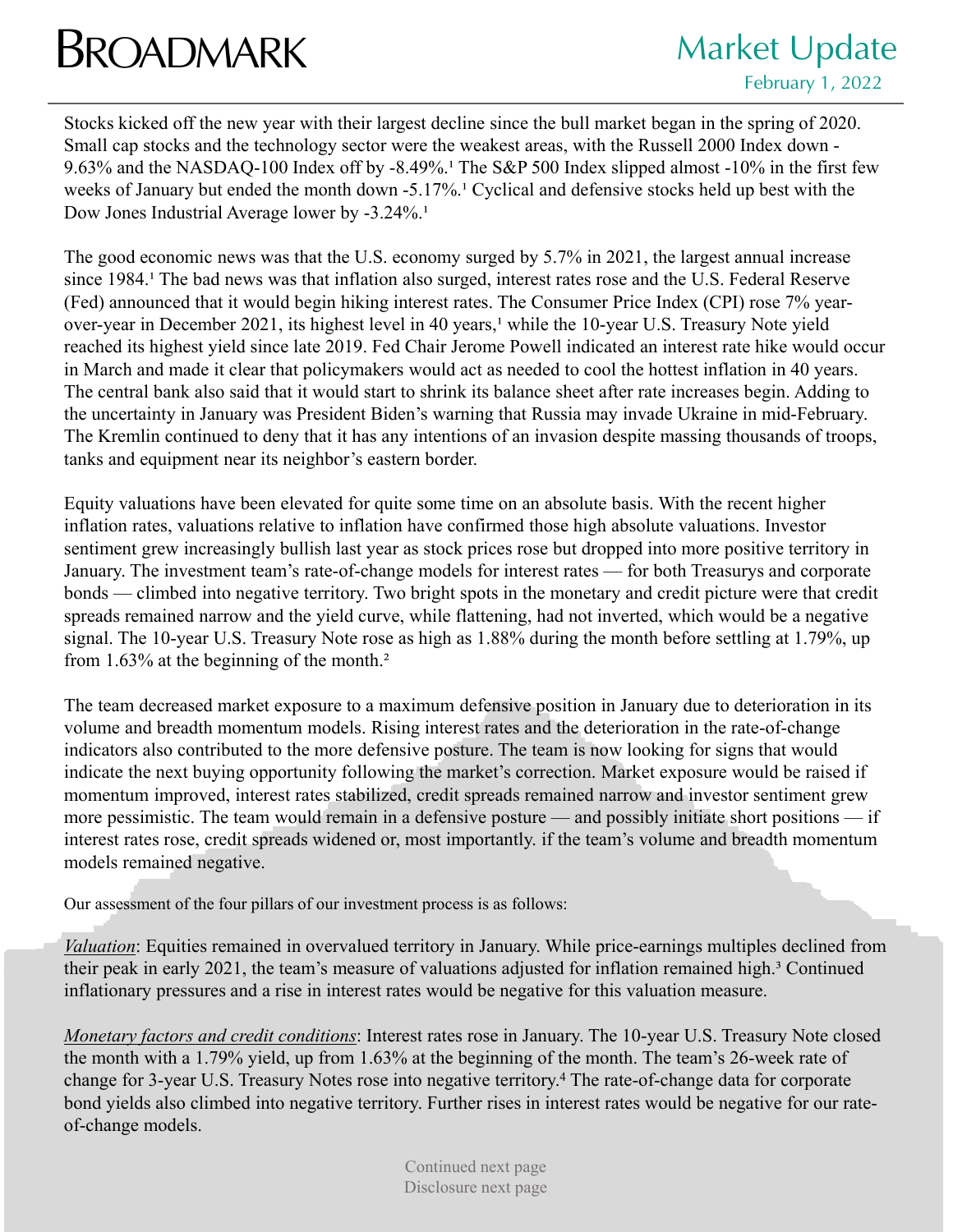# BROADMARK

## Market Update

February 1, 2022

Stocks kicked off the new year with their largest decline since the bull market began in the spring of 2020. Small cap stocks and the technology sector were the weakest areas, with the Russell 2000 Index down -9.63% and the NASDAQ-100 Index off by -8.49%.[1] The S&P 500 Index slipped almost -10% in the first few weeks of January but ended the month down -5.17%.[1] Cyclical and defensive stocks held up best with the Dow Jones Industrial Average lower by -3.24%.[1]

The good economic news was that the U.S. economy surged by 5.7% in 2021, the largest annual increase since 1984.[1] The bad news was that inflation also surged, interest rates rose and the U.S. Federal Reserve (Fed) announced that it would begin hiking interest rates. The Consumer Price Index (CPI) rose 7% year-over-year in December 2021, its highest level in 40 years,[1] while the 10-year U.S. Treasury Note yield reached its highest yield since late 2019. Fed Chair Jerome Powell indicated an interest rate hike would occur in March and made it clear that policymakers would act as needed to cool the hottest inflation in 40 years. The central bank also said that it would start to shrink its balance sheet after rate increases begin. Adding to the uncertainty in January was President Biden's warning that Russia may invade Ukraine in mid-February. The Kremlin continued to deny that it has any intentions of an invasion despite massing thousands of troops, tanks and equipment near its neighbor's eastern border.

Equity valuations have been elevated for quite some time on an absolute basis. With the recent higher inflation rates, valuations relative to inflation have confirmed those high absolute valuations. Investor sentiment grew increasingly bullish last year as stock prices rose but dropped into more positive territory in January. The investment team's rate-of-change models for interest rates — for both Treasurys and corporate bonds — climbed into negative territory. Two bright spots in the monetary and credit picture were that credit spreads remained narrow and the yield curve, while flattening, had not inverted, which would be a negative signal. The 10-year U.S. Treasury Note rose as high as 1.88% during the month before settling at 1.79%, up from 1.63% at the beginning of the month.[2]

The team decreased market exposure to a maximum defensive position in January due to deterioration in its volume and breadth momentum models. Rising interest rates and the deterioration in the rate-of-change indicators also contributed to the more defensive posture. The team is now looking for signs that would indicate the next buying opportunity following the market's correction. Market exposure would be raised if momentum improved, interest rates stabilized, credit spreads remained narrow and investor sentiment grew more pessimistic. The team would remain in a defensive posture — and possibly initiate short positions — if interest rates rose, credit spreads widened or, most importantly. if the team's volume and breadth momentum models remained negative.

Our assessment of the four pillars of our investment process is as follows:

*Valuation*: Equities remained in overvalued territory in January. While price-earnings multiples declined from their peak in early 2021, the team's measure of valuations adjusted for inflation remained high.[3] Continued inflationary pressures and a rise in interest rates would be negative for this valuation measure.

*Monetary factors and credit conditions*: Interest rates rose in January. The 10-year U.S. Treasury Note closed the month with a 1.79% yield, up from 1.63% at the beginning of the month. The team's 26-week rate of change for 3-year U.S. Treasury Notes rose into negative territory.[4] The rate-of-change data for corporate bond yields also climbed into negative territory. Further rises in interest rates would be negative for our rate-of-change models.

Continued next page
Disclosure next page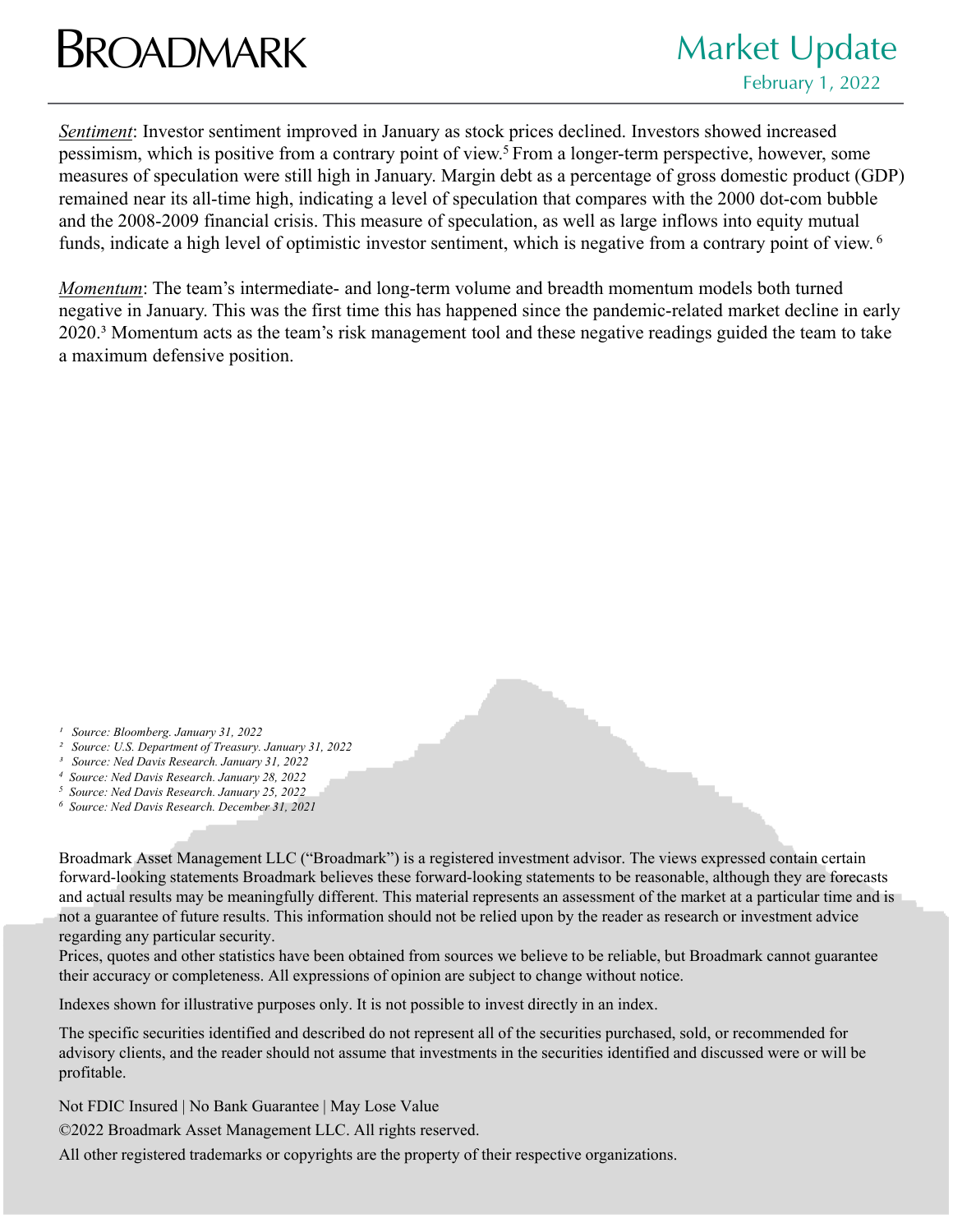*Sentiment*: Investor sentiment improved in January as stock prices declined. Investors showed increased pessimism, which is positive from a contrary point of view.[5] From a longer-term perspective, however, some measures of speculation were still high in January. Margin debt as a percentage of gross domestic product (GDP) remained near its all-time high, indicating a level of speculation that compares with the 2000 dot-com bubble and the 2008-2009 financial crisis. This measure of speculation, as well as large inflows into equity mutual funds, indicate a high level of optimistic investor sentiment, which is negative from a contrary point of view.[6]

*Momentum*: The team's intermediate- and long-term volume and breadth momentum models both turned negative in January. This was the first time this has happened since the pandemic-related market decline in early 2020.[3] Momentum acts as the team's risk management tool and these negative readings guided the team to take a maximum defensive position.

[1] *Source: Bloomberg. January 31, 2022*
[2] *Source: U.S. Department of Treasury. January 31, 2022*
[3] *Source: Ned Davis Research. January 31, 2022*
[4] *Source: Ned Davis Research. January 28, 2022*
[5] *Source: Ned Davis Research. January 25, 2022*
[6] *Source: Ned Davis Research. December 31, 2021*

Broadmark Asset Management LLC ("Broadmark") is a registered investment advisor. The views expressed contain certain forward-looking statements Broadmark believes these forward-looking statements to be reasonable, although they are forecasts and actual results may be meaningfully different. This material represents an assessment of the market at a particular time and is not a guarantee of future results. This information should not be relied upon by the reader as research or investment advice regarding any particular security.

Prices, quotes and other statistics have been obtained from sources we believe to be reliable, but Broadmark cannot guarantee their accuracy or completeness. All expressions of opinion are subject to change without notice.

Indexes shown for illustrative purposes only. It is not possible to invest directly in an index.

The specific securities identified and described do not represent all of the securities purchased, sold, or recommended for advisory clients, and the reader should not assume that investments in the securities identified and discussed were or will be profitable.

Not FDIC Insured | No Bank Guarantee | May Lose Value

©2022 Broadmark Asset Management LLC. All rights reserved.

All other registered trademarks or copyrights are the property of their respective organizations.